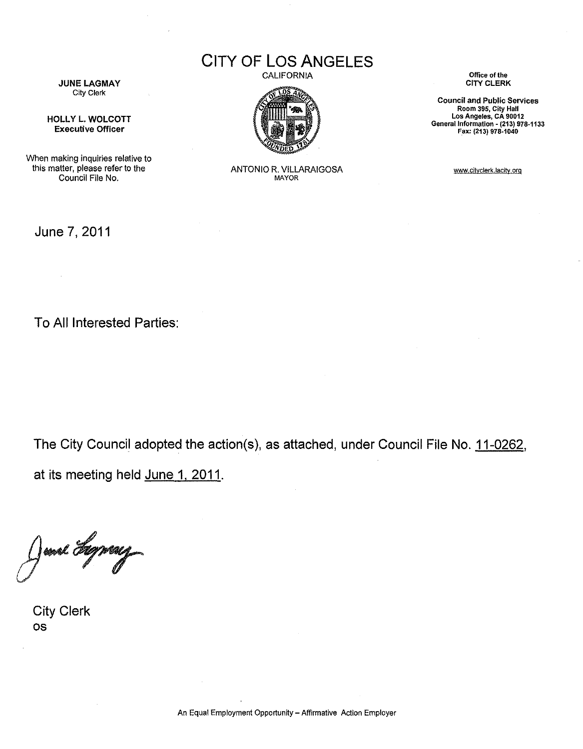**JUNE LAGMAY**
City Clerk

**HOLLY L. WOLCOTT**
**Executive Officer**

When making inquiries relative to this matter, please refer to the Council File No.

# CITY OF LOS ANGELES

CALIFORNIA

ANTONIO R. VILLARAIGOSA
MAYOR

**Office of the CITY CLERK**

**Council and Public Services**
**Room 395, City Hall**
**Los Angeles, CA 90012**
**General Information - (213) 978-1133**
**Fax: (213) 978-1040**

www.cityclerk.lacity.org

June 7, 2011

To All Interested Parties:

The City Council adopted the action(s), as attached, under Council File No. 11-0262, at its meeting held June 1, 2011.

City Clerk
os

An Equal Employment Opportunity – Affirmative Action Employer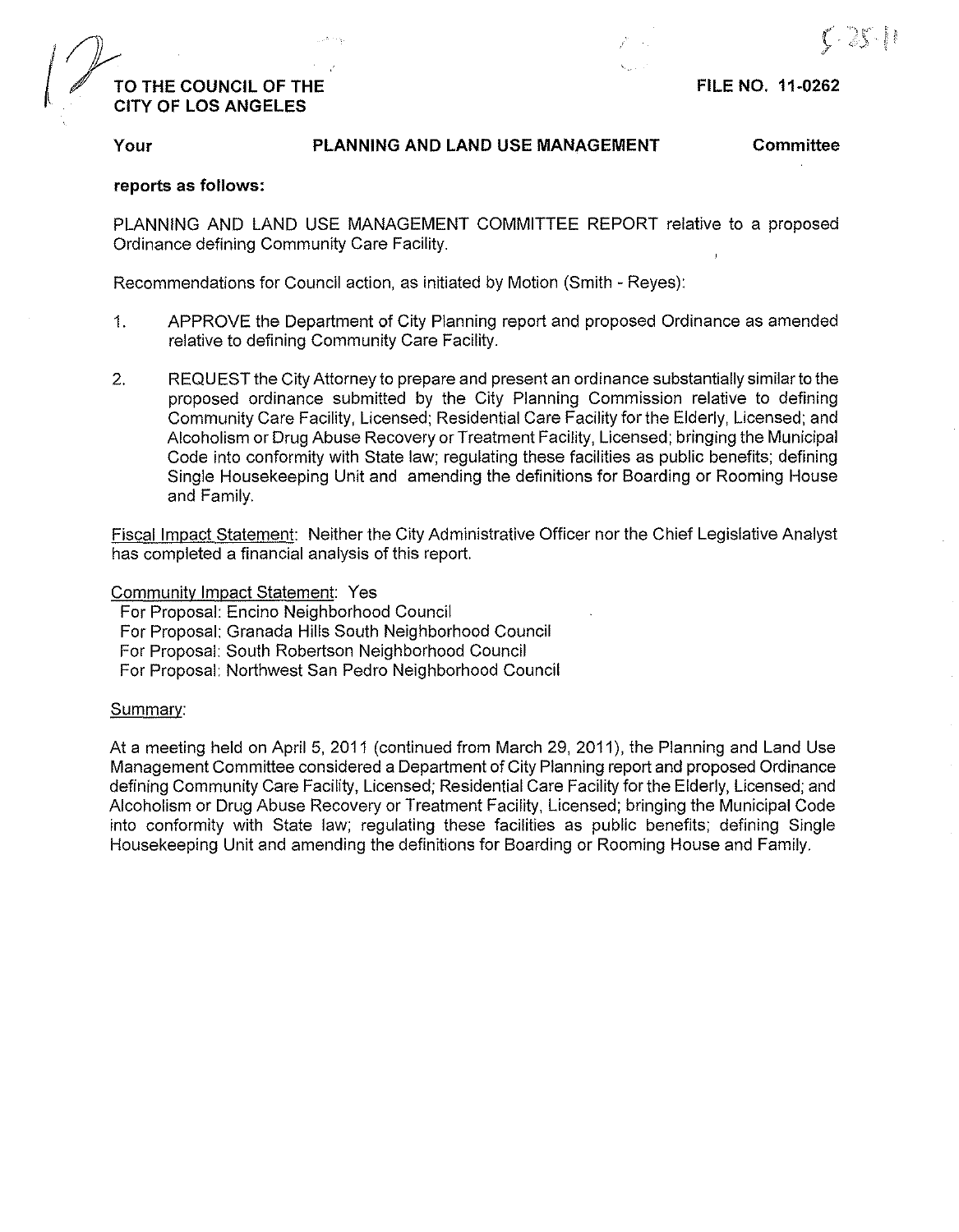TO THE COUNCIL OF THE
CITY OF LOS ANGELES

FILE NO. 11-0262

**Your** **PLANNING AND LAND USE MANAGEMENT** **Committee**

**reports as follows:**

PLANNING AND LAND USE MANAGEMENT COMMITTEE REPORT relative to a proposed Ordinance defining Community Care Facility.

Recommendations for Council action, as initiated by Motion (Smith - Reyes):

1. APPROVE the Department of City Planning report and proposed Ordinance as amended relative to defining Community Care Facility.

2. REQUEST the City Attorney to prepare and present an ordinance substantially similar to the proposed ordinance submitted by the City Planning Commission relative to defining Community Care Facility, Licensed; Residential Care Facility for the Elderly, Licensed; and Alcoholism or Drug Abuse Recovery or Treatment Facility, Licensed; bringing the Municipal Code into conformity with State law; regulating these facilities as public benefits; defining Single Housekeeping Unit and amending the definitions for Boarding or Rooming House and Family.

Fiscal Impact Statement: Neither the City Administrative Officer nor the Chief Legislative Analyst has completed a financial analysis of this report.

Community Impact Statement: Yes
For Proposal: Encino Neighborhood Council
For Proposal: Granada Hills South Neighborhood Council
For Proposal: South Robertson Neighborhood Council
For Proposal: Northwest San Pedro Neighborhood Council

Summary:

At a meeting held on April 5, 2011 (continued from March 29, 2011), the Planning and Land Use Management Committee considered a Department of City Planning report and proposed Ordinance defining Community Care Facility, Licensed; Residential Care Facility for the Elderly, Licensed; and Alcoholism or Drug Abuse Recovery or Treatment Facility, Licensed; bringing the Municipal Code into conformity with State law; regulating these facilities as public benefits; defining Single Housekeeping Unit and amending the definitions for Boarding or Rooming House and Family.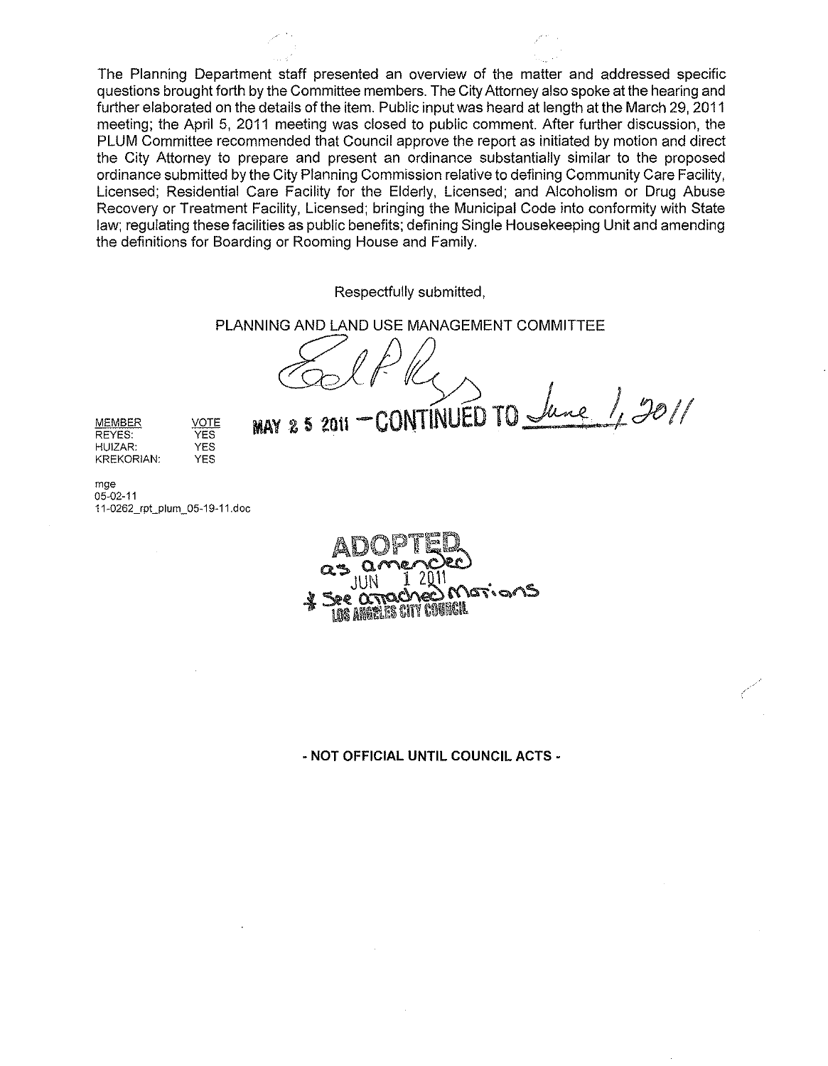The Planning Department staff presented an overview of the matter and addressed specific questions brought forth by the Committee members. The City Attorney also spoke at the hearing and further elaborated on the details of the item. Public input was heard at length at the March 29, 2011 meeting; the April 5, 2011 meeting was closed to public comment. After further discussion, the PLUM Committee recommended that Council approve the report as initiated by motion and direct the City Attorney to prepare and present an ordinance substantially similar to the proposed ordinance submitted by the City Planning Commission relative to defining Community Care Facility, Licensed; Residential Care Facility for the Elderly, Licensed; and Alcoholism or Drug Abuse Recovery or Treatment Facility, Licensed; bringing the Municipal Code into conformity with State law; regulating these facilities as public benefits; defining Single Housekeeping Unit and amending the definitions for Boarding or Rooming House and Family.

Respectfully submitted,

PLANNING AND LAND USE MANAGEMENT COMMITTEE

MAY 25 2011 — CONTINUED TO June 1, 2011

| MEMBER | VOTE |
|---|---|
| REYES: | YES |
| HUIZAR: | YES |
| KREKORIAN: | YES |

mge
05-02-11
11-0262_rpt_plum_05-19-11.doc

ADOPTED as amended
JUN 1 2011
* See attached Motions
LOS ANGELES CITY COUNCIL

**- NOT OFFICIAL UNTIL COUNCIL ACTS -**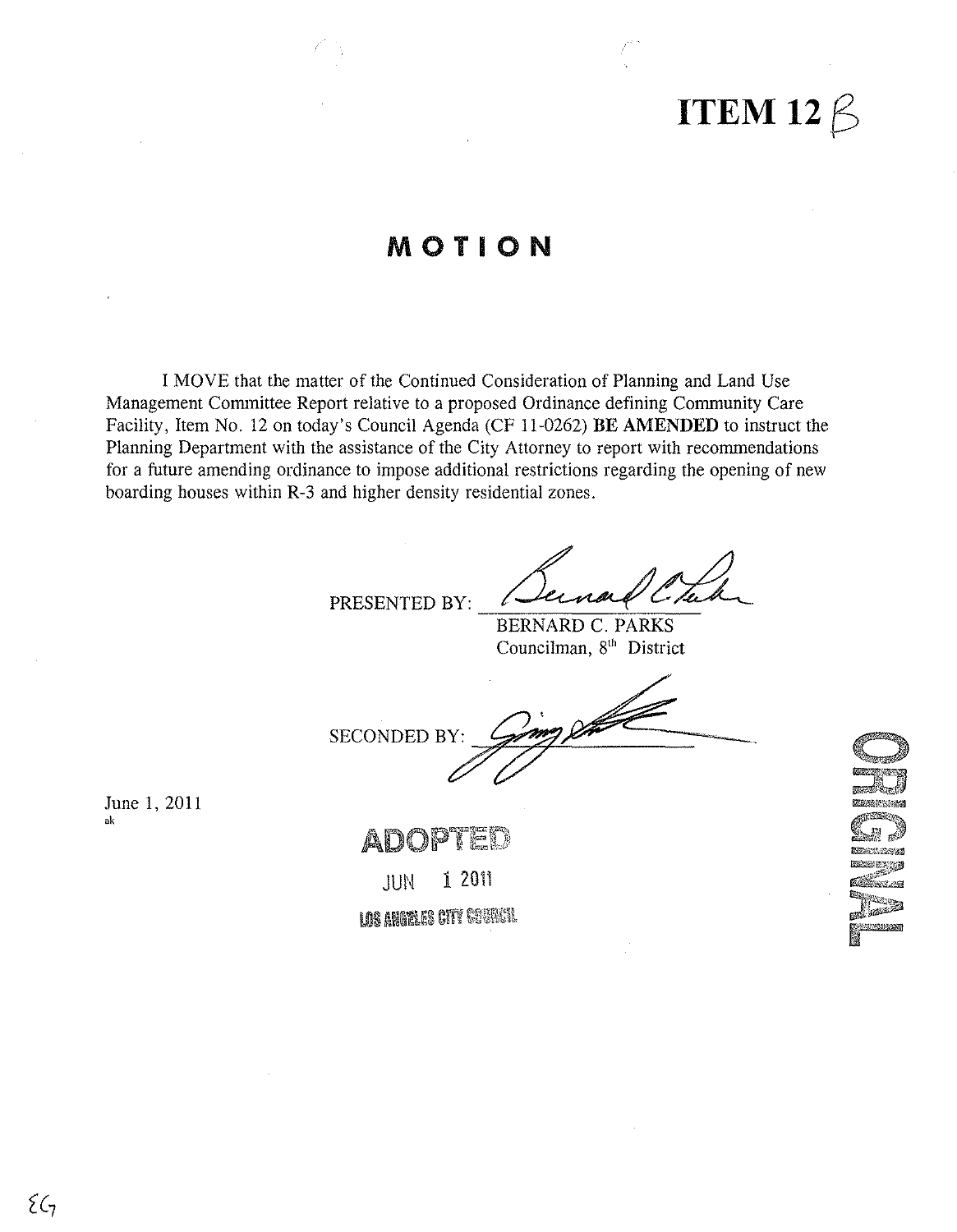# ITEM 12 B

## MOTION

I MOVE that the matter of the Continued Consideration of Planning and Land Use Management Committee Report relative to a proposed Ordinance defining Community Care Facility, Item No. 12 on today's Council Agenda (CF 11-0262) **BE AMENDED** to instruct the Planning Department with the assistance of the City Attorney to report with recommendations for a future amending ordinance to impose additional restrictions regarding the opening of new boarding houses within R-3 and higher density residential zones.

PRESENTED BY: ______________________
BERNARD C. PARKS
Councilman, 8th District

SECONDED BY: ______________________

June 1, 2011
ak

ADOPTED
JUN 1 2011
LOS ANGELES CITY COUNCIL

ORIGINAL

EG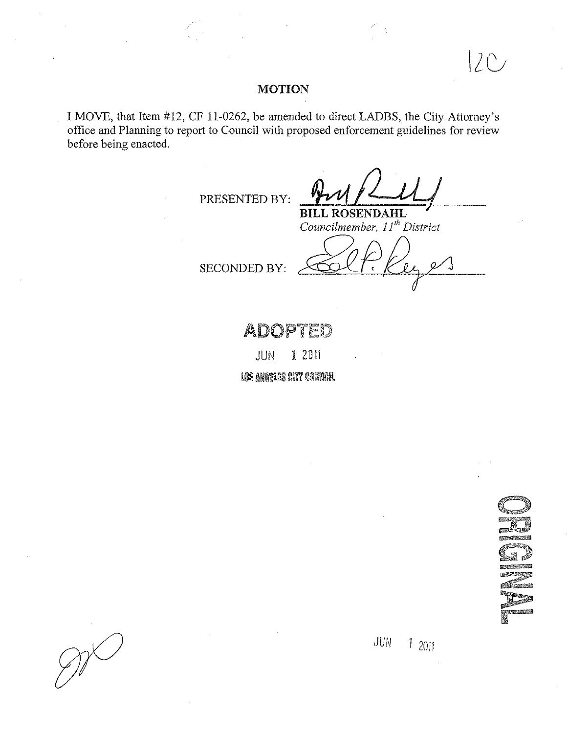12C

# MOTION

I MOVE, that Item #12, CF 11-0262, be amended to direct LADBS, the City Attorney's office and Planning to report to Council with proposed enforcement guidelines for review before being enacted.

PRESENTED BY:

**BILL ROSENDAHL**
*Councilmember, 11th District*

SECONDED BY:

ADOPTED

JUN 1 2011

LOS ANGELES CITY COUNCIL

ORIGINAL

JUN 1 2011